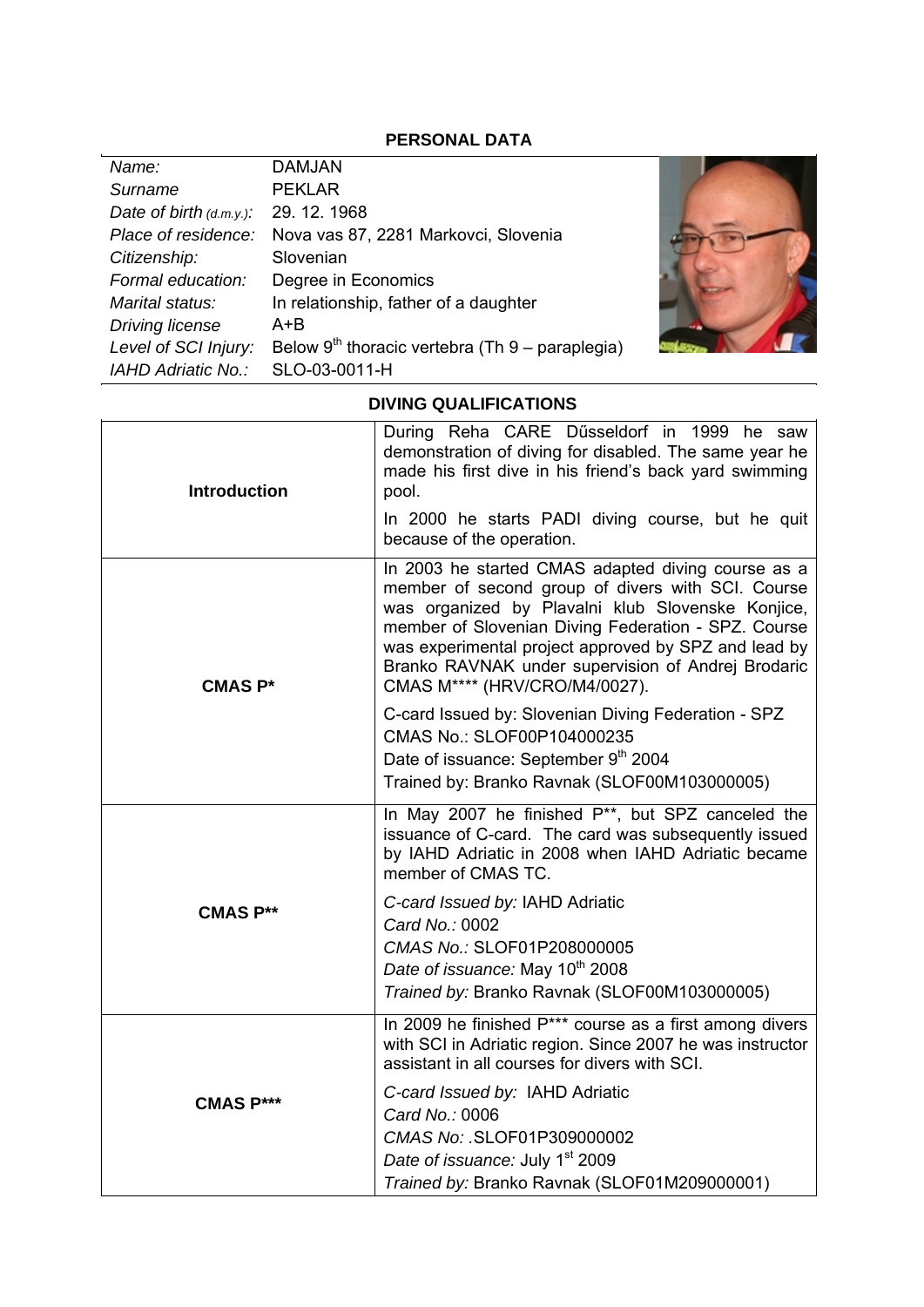## PERSONAL DATA

| | |
|---|---|
| *Name:* | DAMJAN |
| *Surname* | PEKLAR |
| *Date of birth (d.m.y.):* | 29. 12. 1968 |
| *Place of residence:* | Nova vas 87, 2281 Markovci, Slovenia |
| *Citizenship:* | Slovenian |
| *Formal education:* | Degree in Economics |
| *Marital status:* | In relationship, father of a daughter |
| *Driving license* | A+B |
| *Level of SCI Injury:* | Below 9th thoracic vertebra (Th 9 – paraplegia) |
| *IAHD Adriatic No.:* | SLO-03-0011-H |

## DIVING QUALIFICATIONS

| | |
|---|---|
| **Introduction** | During Reha CARE Dűsseldorf in 1999 he saw demonstration of diving for disabled. The same year he made his first dive in his friend's back yard swimming pool.<br><br>In 2000 he starts PADI diving course, but he quit because of the operation. |
| **CMAS P*** | In 2003 he started CMAS adapted diving course as a member of second group of divers with SCI. Course was organized by Plavalni klub Slovenske Konjice, member of Slovenian Diving Federation - SPZ. Course was experimental project approved by SPZ and lead by Branko RAVNAK under supervision of Andrej Brodaric CMAS M**** (HRV/CRO/M4/0027).<br><br>C-card Issued by: Slovenian Diving Federation - SPZ<br>CMAS No.: SLOF00P104000235<br>Date of issuance: September 9th 2004<br>Trained by: Branko Ravnak (SLOF00M103000005) |
| **CMAS P**** | In May 2007 he finished P**, but SPZ canceled the issuance of C-card. The card was subsequently issued by IAHD Adriatic in 2008 when IAHD Adriatic became member of CMAS TC.<br><br>*C-card Issued by:* IAHD Adriatic<br>*Card No.:* 0002<br>*CMAS No.:* SLOF01P208000005<br>*Date of issuance:* May 10th 2008<br>*Trained by:* Branko Ravnak (SLOF00M103000005) |
| **CMAS P***** | In 2009 he finished P*** course as a first among divers with SCI in Adriatic region. Since 2007 he was instructor assistant in all courses for divers with SCI.<br><br>*C-card Issued by:* IAHD Adriatic<br>*Card No.:* 0006<br>*CMAS No:* .SLOF01P309000002<br>*Date of issuance:* July 1st 2009<br>*Trained by:* Branko Ravnak (SLOF01M209000001) |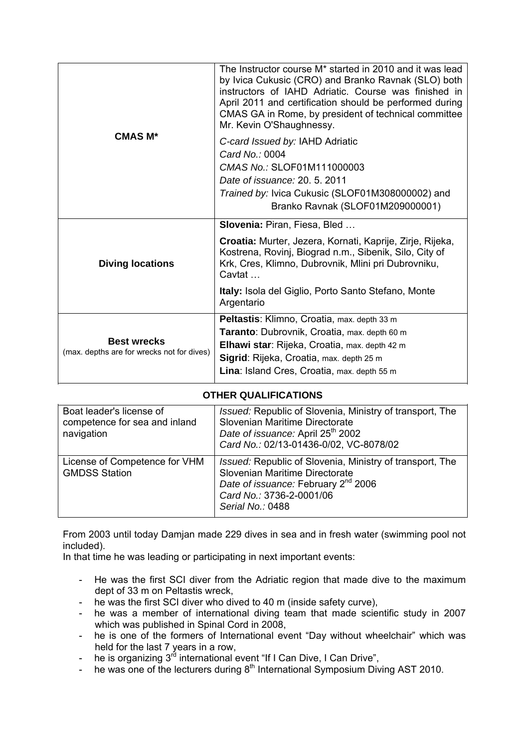| | |
|---|---|
| **CMAS M*** | The Instructor course M* started in 2010 and it was lead by Ivica Cukusic (CRO) and Branko Ravnak (SLO) both instructors of IAHD Adriatic. Course was finished in April 2011 and certification should be performed during CMAS GA in Rome, by president of technical committee Mr. Kevin O'Shaughnessy.<br><br>*C-card Issued by:* IAHD Adriatic<br>*Card No.:* 0004<br>*CMAS No.:* SLOF01M111000003<br>*Date of issuance:* 20. 5. 2011<br>*Trained by:* Ivica Cukusic (SLOF01M308000002) and Branko Ravnak (SLOF01M209000001) |
| **Diving locations** | **Slovenia:** Piran, Fiesa, Bled …<br><br>**Croatia:** Murter, Jezera, Kornati, Kaprije, Zirje, Rijeka, Kostrena, Rovinj, Biograd n.m., Sibenik, Silo, City of Krk, Cres, Klimno, Dubrovnik, Mlini pri Dubrovniku, Cavtat …<br><br>**Italy:** Isola del Giglio, Porto Santo Stefano, Monte Argentario |
| **Best wrecks**<br>(max. depths are for wrecks not for dives) | **Peltastis**: Klimno, Croatia, max. depth 33 m<br>**Taranto**: Dubrovnik, Croatia, max. depth 60 m<br>**Elhawi star**: Rijeka, Croatia, max. depth 42 m<br>**Sigrid**: Rijeka, Croatia, max. depth 25 m<br>**Lina**: Island Cres, Croatia, max. depth 55 m |

## OTHER QUALIFICATIONS

| | |
|---|---|
| Boat leader's license of competence for sea and inland navigation | *Issued:* Republic of Slovenia, Ministry of transport, The Slovenian Maritime Directorate<br>*Date of issuance:* April 25th 2002<br>*Card No.:* 02/13-01436-0/02, VC-8078/02 |
| License of Competence for VHM GMDSS Station | *Issued:* Republic of Slovenia, Ministry of transport, The Slovenian Maritime Directorate<br>*Date of issuance:* February 2nd 2006<br>*Card No.:* 3736-2-0001/06<br>*Serial No.:* 0488 |

From 2003 until today Damjan made 229 dives in sea and in fresh water (swimming pool not included).
In that time he was leading or participating in next important events:

- He was the first SCI diver from the Adriatic region that made dive to the maximum dept of 33 m on Peltastis wreck,
- he was the first SCI diver who dived to 40 m (inside safety curve),
- he was a member of international diving team that made scientific study in 2007 which was published in Spinal Cord in 2008,
- he is one of the formers of International event "Day without wheelchair" which was held for the last 7 years in a row,
- he is organizing 3rd international event "If I Can Dive, I Can Drive",
- he was one of the lecturers during 8th International Symposium Diving AST 2010.